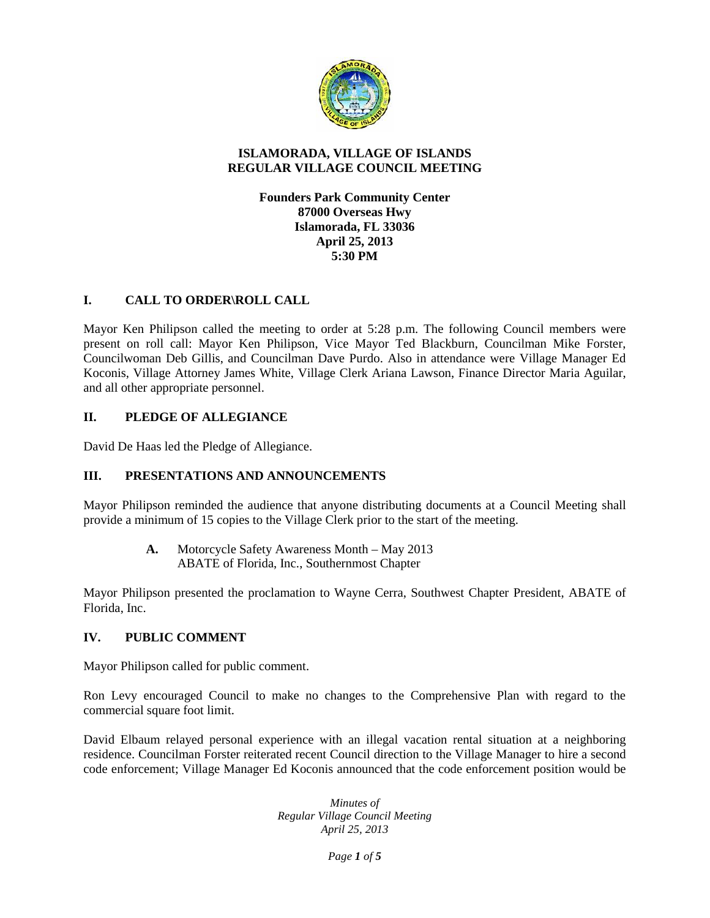# ISLAMORADA, VILLAGE OF ISLANDS
## REGULAR VILLAGE COUNCIL MEETING

**Founders Park Community Center**
**87000 Overseas Hwy**
**Islamorada, FL 33036**
**April 25, 2013**
**5:30 PM**

## I. CALL TO ORDER\ROLL CALL

Mayor Ken Philipson called the meeting to order at 5:28 p.m. The following Council members were present on roll call: Mayor Ken Philipson, Vice Mayor Ted Blackburn, Councilman Mike Forster, Councilwoman Deb Gillis, and Councilman Dave Purdo. Also in attendance were Village Manager Ed Koconis, Village Attorney James White, Village Clerk Ariana Lawson, Finance Director Maria Aguilar, and all other appropriate personnel.

## II. PLEDGE OF ALLEGIANCE

David De Haas led the Pledge of Allegiance.

## III. PRESENTATIONS AND ANNOUNCEMENTS

Mayor Philipson reminded the audience that anyone distributing documents at a Council Meeting shall provide a minimum of 15 copies to the Village Clerk prior to the start of the meeting.

**A.** Motorcycle Safety Awareness Month – May 2013
ABATE of Florida, Inc., Southernmost Chapter

Mayor Philipson presented the proclamation to Wayne Cerra, Southwest Chapter President, ABATE of Florida, Inc.

## IV. PUBLIC COMMENT

Mayor Philipson called for public comment.

Ron Levy encouraged Council to make no changes to the Comprehensive Plan with regard to the commercial square foot limit.

David Elbaum relayed personal experience with an illegal vacation rental situation at a neighboring residence. Councilman Forster reiterated recent Council direction to the Village Manager to hire a second code enforcement; Village Manager Ed Koconis announced that the code enforcement position would be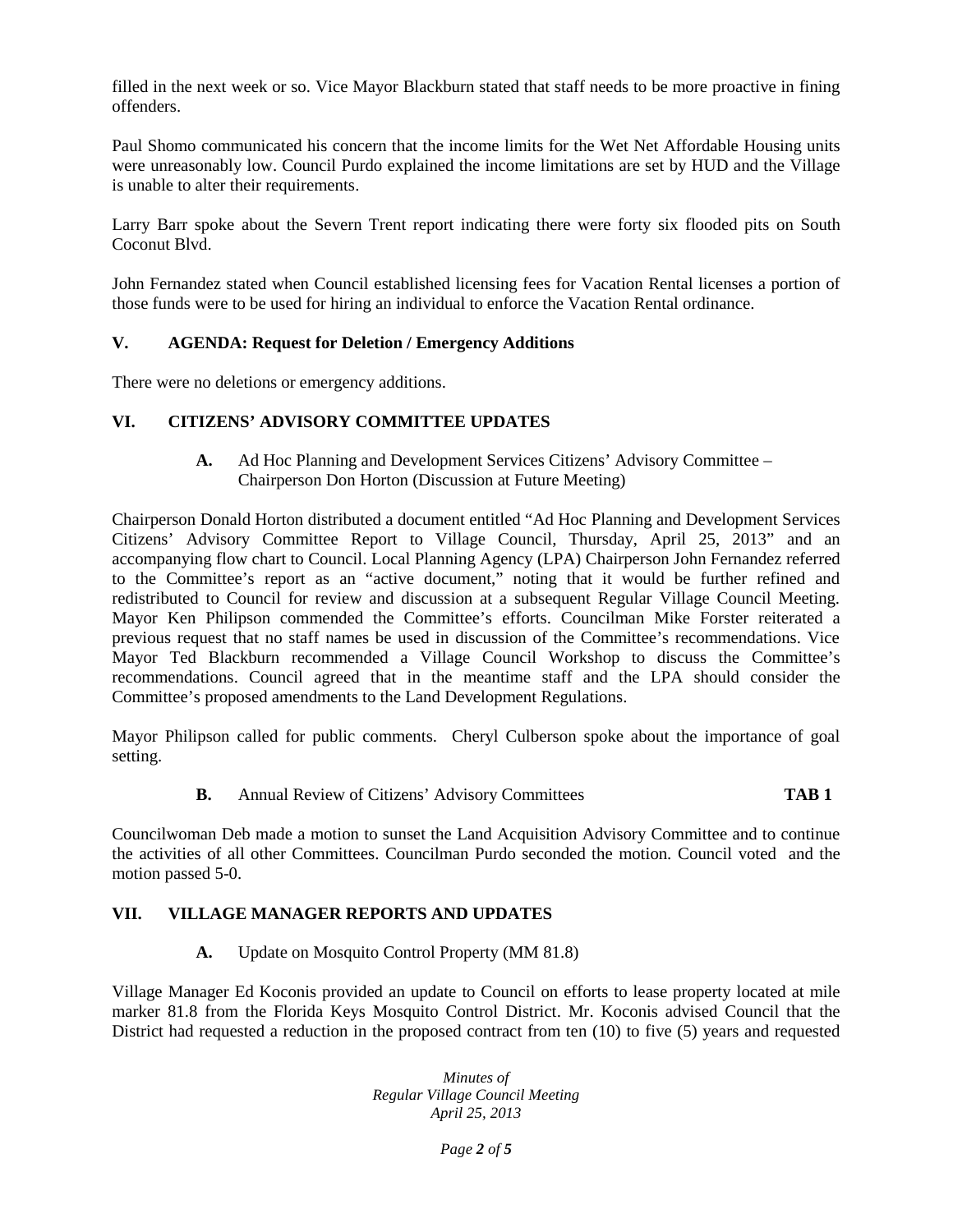filled in the next week or so. Vice Mayor Blackburn stated that staff needs to be more proactive in fining offenders.

Paul Shomo communicated his concern that the income limits for the Wet Net Affordable Housing units were unreasonably low. Council Purdo explained the income limitations are set by HUD and the Village is unable to alter their requirements.

Larry Barr spoke about the Severn Trent report indicating there were forty six flooded pits on South Coconut Blvd.

John Fernandez stated when Council established licensing fees for Vacation Rental licenses a portion of those funds were to be used for hiring an individual to enforce the Vacation Rental ordinance.

## V. AGENDA: Request for Deletion / Emergency Additions

There were no deletions or emergency additions.

## VI. CITIZENS' ADVISORY COMMITTEE UPDATES

**A.** Ad Hoc Planning and Development Services Citizens' Advisory Committee – Chairperson Don Horton (Discussion at Future Meeting)

Chairperson Donald Horton distributed a document entitled "Ad Hoc Planning and Development Services Citizens' Advisory Committee Report to Village Council, Thursday, April 25, 2013" and an accompanying flow chart to Council. Local Planning Agency (LPA) Chairperson John Fernandez referred to the Committee's report as an "active document," noting that it would be further refined and redistributed to Council for review and discussion at a subsequent Regular Village Council Meeting. Mayor Ken Philipson commended the Committee's efforts. Councilman Mike Forster reiterated a previous request that no staff names be used in discussion of the Committee's recommendations. Vice Mayor Ted Blackburn recommended a Village Council Workshop to discuss the Committee's recommendations. Council agreed that in the meantime staff and the LPA should consider the Committee's proposed amendments to the Land Development Regulations.

Mayor Philipson called for public comments. Cheryl Culberson spoke about the importance of goal setting.

**B.** Annual Review of Citizens' Advisory Committees **TAB 1**

Councilwoman Deb made a motion to sunset the Land Acquisition Advisory Committee and to continue the activities of all other Committees. Councilman Purdo seconded the motion. Council voted and the motion passed 5-0.

## VII. VILLAGE MANAGER REPORTS AND UPDATES

**A.** Update on Mosquito Control Property (MM 81.8)

Village Manager Ed Koconis provided an update to Council on efforts to lease property located at mile marker 81.8 from the Florida Keys Mosquito Control District. Mr. Koconis advised Council that the District had requested a reduction in the proposed contract from ten (10) to five (5) years and requested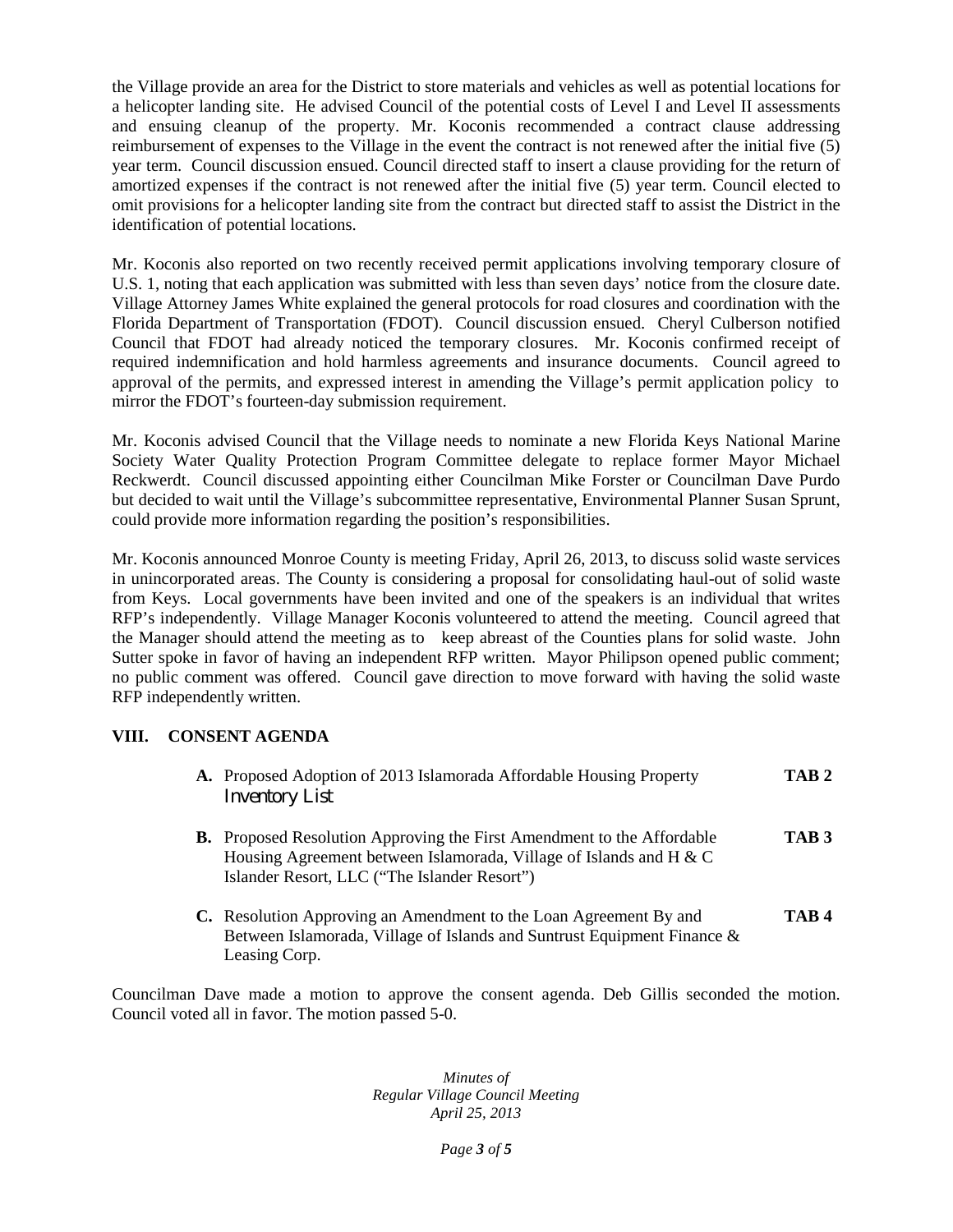the Village provide an area for the District to store materials and vehicles as well as potential locations for a helicopter landing site. He advised Council of the potential costs of Level I and Level II assessments and ensuing cleanup of the property. Mr. Koconis recommended a contract clause addressing reimbursement of expenses to the Village in the event the contract is not renewed after the initial five (5) year term. Council discussion ensued. Council directed staff to insert a clause providing for the return of amortized expenses if the contract is not renewed after the initial five (5) year term. Council elected to omit provisions for a helicopter landing site from the contract but directed staff to assist the District in the identification of potential locations.

Mr. Koconis also reported on two recently received permit applications involving temporary closure of U.S. 1, noting that each application was submitted with less than seven days' notice from the closure date. Village Attorney James White explained the general protocols for road closures and coordination with the Florida Department of Transportation (FDOT). Council discussion ensued. Cheryl Culberson notified Council that FDOT had already noticed the temporary closures. Mr. Koconis confirmed receipt of required indemnification and hold harmless agreements and insurance documents. Council agreed to approval of the permits, and expressed interest in amending the Village's permit application policy to mirror the FDOT's fourteen-day submission requirement.

Mr. Koconis advised Council that the Village needs to nominate a new Florida Keys National Marine Society Water Quality Protection Program Committee delegate to replace former Mayor Michael Reckwerdt. Council discussed appointing either Councilman Mike Forster or Councilman Dave Purdo but decided to wait until the Village's subcommittee representative, Environmental Planner Susan Sprunt, could provide more information regarding the position's responsibilities.

Mr. Koconis announced Monroe County is meeting Friday, April 26, 2013, to discuss solid waste services in unincorporated areas. The County is considering a proposal for consolidating haul-out of solid waste from Keys. Local governments have been invited and one of the speakers is an individual that writes RFP's independently. Village Manager Koconis volunteered to attend the meeting. Council agreed that the Manager should attend the meeting as to keep abreast of the Counties plans for solid waste. John Sutter spoke in favor of having an independent RFP written. Mayor Philipson opened public comment; no public comment was offered. Council gave direction to move forward with having the solid waste RFP independently written.

## VIII. CONSENT AGENDA

**A.** Proposed Adoption of 2013 Islamorada Affordable Housing Property Inventory List **TAB 2**

**B.** Proposed Resolution Approving the First Amendment to the Affordable Housing Agreement between Islamorada, Village of Islands and H & C Islander Resort, LLC ("The Islander Resort") **TAB 3**

**C.** Resolution Approving an Amendment to the Loan Agreement By and Between Islamorada, Village of Islands and Suntrust Equipment Finance & Leasing Corp. **TAB 4**

Councilman Dave made a motion to approve the consent agenda. Deb Gillis seconded the motion. Council voted all in favor. The motion passed 5-0.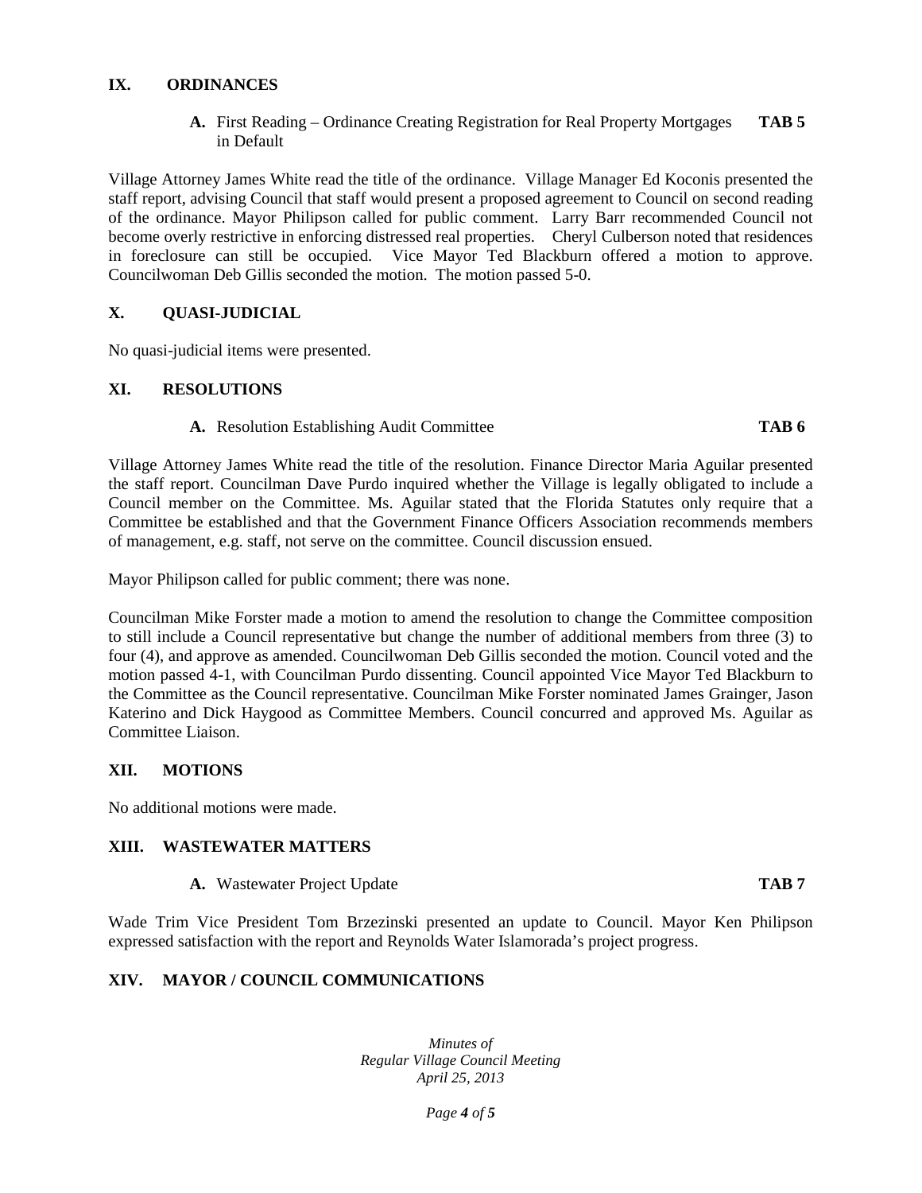## IX. ORDINANCES

**A.** First Reading – Ordinance Creating Registration for Real Property Mortgages in Default **TAB 5**

Village Attorney James White read the title of the ordinance. Village Manager Ed Koconis presented the staff report, advising Council that staff would present a proposed agreement to Council on second reading of the ordinance. Mayor Philipson called for public comment. Larry Barr recommended Council not become overly restrictive in enforcing distressed real properties. Cheryl Culberson noted that residences in foreclosure can still be occupied. Vice Mayor Ted Blackburn offered a motion to approve. Councilwoman Deb Gillis seconded the motion. The motion passed 5-0.

## X. QUASI-JUDICIAL

No quasi-judicial items were presented.

## XI. RESOLUTIONS

**A.** Resolution Establishing Audit Committee **TAB 6**

Village Attorney James White read the title of the resolution. Finance Director Maria Aguilar presented the staff report. Councilman Dave Purdo inquired whether the Village is legally obligated to include a Council member on the Committee. Ms. Aguilar stated that the Florida Statutes only require that a Committee be established and that the Government Finance Officers Association recommends members of management, e.g. staff, not serve on the committee. Council discussion ensued.

Mayor Philipson called for public comment; there was none.

Councilman Mike Forster made a motion to amend the resolution to change the Committee composition to still include a Council representative but change the number of additional members from three (3) to four (4), and approve as amended. Councilwoman Deb Gillis seconded the motion. Council voted and the motion passed 4-1, with Councilman Purdo dissenting. Council appointed Vice Mayor Ted Blackburn to the Committee as the Council representative. Councilman Mike Forster nominated James Grainger, Jason Katerino and Dick Haygood as Committee Members. Council concurred and approved Ms. Aguilar as Committee Liaison.

## XII. MOTIONS

No additional motions were made.

## XIII. WASTEWATER MATTERS

**A.** Wastewater Project Update **TAB 7**

Wade Trim Vice President Tom Brzezinski presented an update to Council. Mayor Ken Philipson expressed satisfaction with the report and Reynolds Water Islamorada's project progress.

## XIV. MAYOR / COUNCIL COMMUNICATIONS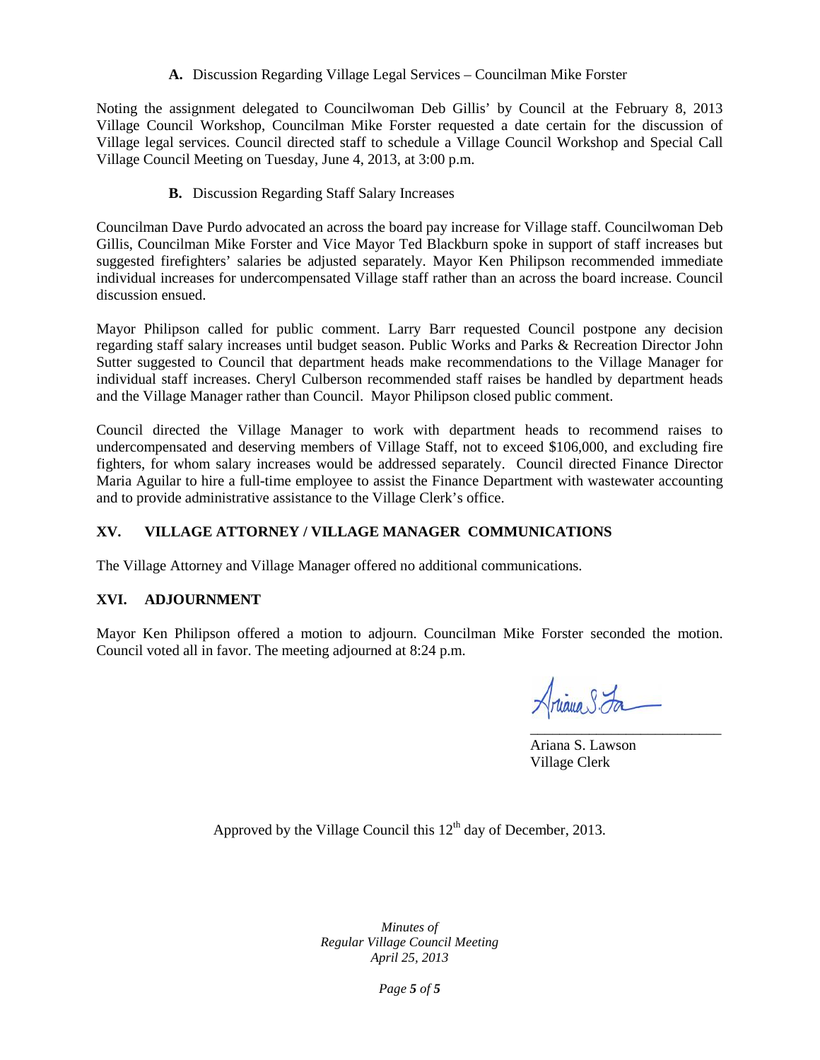**A.** Discussion Regarding Village Legal Services – Councilman Mike Forster

Noting the assignment delegated to Councilwoman Deb Gillis' by Council at the February 8, 2013 Village Council Workshop, Councilman Mike Forster requested a date certain for the discussion of Village legal services. Council directed staff to schedule a Village Council Workshop and Special Call Village Council Meeting on Tuesday, June 4, 2013, at 3:00 p.m.

**B.** Discussion Regarding Staff Salary Increases

Councilman Dave Purdo advocated an across the board pay increase for Village staff. Councilwoman Deb Gillis, Councilman Mike Forster and Vice Mayor Ted Blackburn spoke in support of staff increases but suggested firefighters' salaries be adjusted separately. Mayor Ken Philipson recommended immediate individual increases for undercompensated Village staff rather than an across the board increase. Council discussion ensued.

Mayor Philipson called for public comment. Larry Barr requested Council postpone any decision regarding staff salary increases until budget season. Public Works and Parks & Recreation Director John Sutter suggested to Council that department heads make recommendations to the Village Manager for individual staff increases. Cheryl Culberson recommended staff raises be handled by department heads and the Village Manager rather than Council. Mayor Philipson closed public comment.

Council directed the Village Manager to work with department heads to recommend raises to undercompensated and deserving members of Village Staff, not to exceed $106,000, and excluding fire fighters, for whom salary increases would be addressed separately. Council directed Finance Director Maria Aguilar to hire a full-time employee to assist the Finance Department with wastewater accounting and to provide administrative assistance to the Village Clerk's office.

## XV. VILLAGE ATTORNEY / VILLAGE MANAGER COMMUNICATIONS

The Village Attorney and Village Manager offered no additional communications.

## XVI. ADJOURNMENT

Mayor Ken Philipson offered a motion to adjourn. Councilman Mike Forster seconded the motion. Council voted all in favor. The meeting adjourned at 8:24 p.m.

\_\_\_\_\_\_\_\_\_\_\_\_\_\_\_\_\_\_\_\_\_\_\_\_\_\_
Ariana S. Lawson
Village Clerk

Approved by the Village Council this 12th day of December, 2013.

*Minutes of*
*Regular Village Council Meeting*
*April 25, 2013*